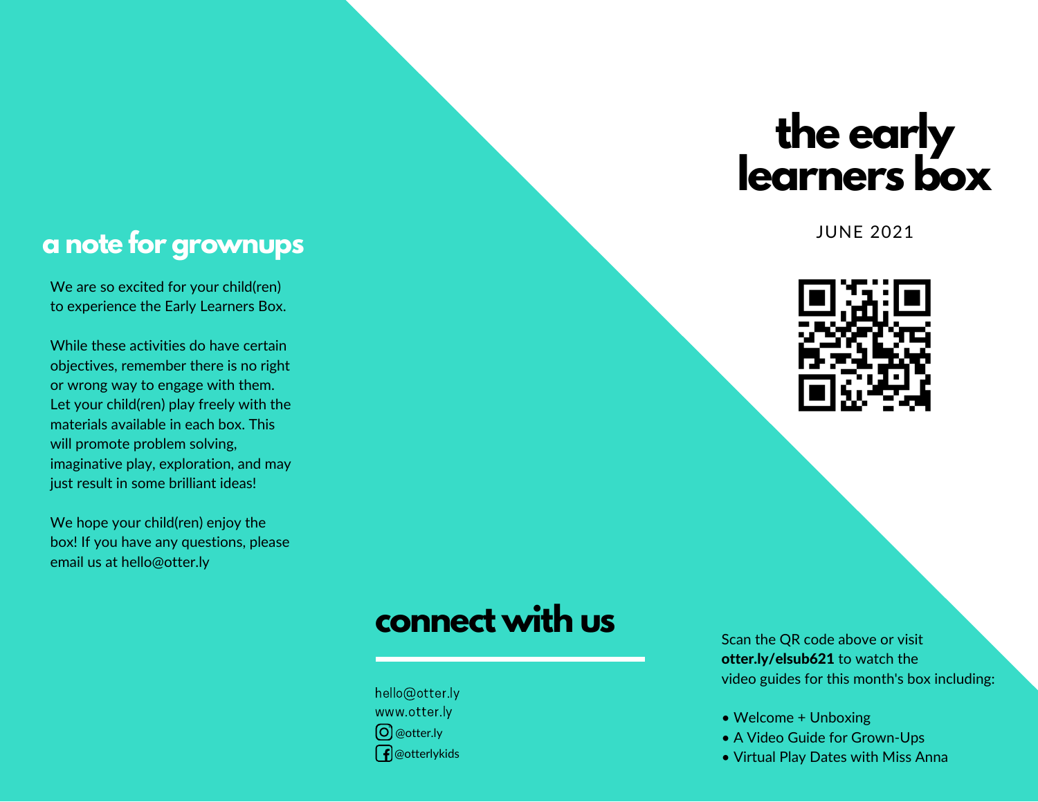## a note for grownups

We are so excited for your child(ren) to experience the Early Learners Box.

While these activities do have certain objectives, remember there is no right or wrong way to engage with them. Let your child(ren) play freely with the materials available in each box. This will promote problem solving, imaginative play, exploration, and may just result in some brilliant ideas!

We hope your child(ren) enjoy the box! If you have any questions, please email us at hello@otter.ly

## connect with us

hello@otter.ly
www.otter.ly
@otter.ly
@otterlykids

# the early learners box

JUNE 2021

Scan the QR code above or visit **otter.ly/elsub621** to watch the video guides for this month's box including:

- Welcome + Unboxing
- A Video Guide for Grown-Ups
- Virtual Play Dates with Miss Anna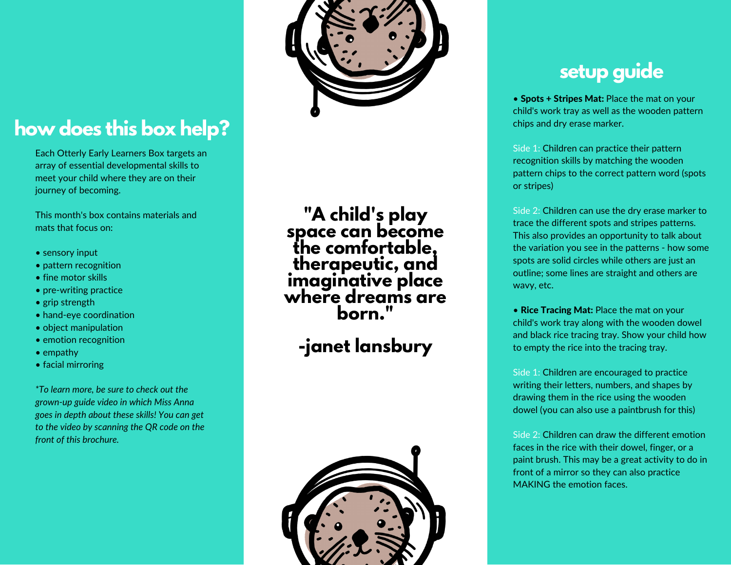## how does this box help?

Each Otterly Early Learners Box targets an array of essential developmental skills to meet your child where they are on their journey of becoming.

This month's box contains materials and mats that focus on:

- sensory input
- pattern recognition
- fine motor skills
- pre-writing practice
- grip strength
- hand-eye coordination
- object manipulation
- emotion recognition
- empathy
- facial mirroring

*\*To learn more, be sure to check out the grown-up guide video in which Miss Anna goes in depth about these skills! You can get to the video by scanning the QR code on the front of this brochure.*

**"A child's play space can become the comfortable, therapeutic, and imaginative place where dreams are born."**

**-janet lansbury**

## setup guide

- **Spots + Stripes Mat:** Place the mat on your child's work tray as well as the wooden pattern chips and dry erase marker.

Side 1: Children can practice their pattern recognition skills by matching the wooden pattern chips to the correct pattern word (spots or stripes)

Side 2: Children can use the dry erase marker to trace the different spots and stripes patterns. This also provides an opportunity to talk about the variation you see in the patterns - how some spots are solid circles while others are just an outline; some lines are straight and others are wavy, etc.

- **Rice Tracing Mat:** Place the mat on your child's work tray along with the wooden dowel and black rice tracing tray. Show your child how to empty the rice into the tracing tray.

Side 1: Children are encouraged to practice writing their letters, numbers, and shapes by drawing them in the rice using the wooden dowel (you can also use a paintbrush for this)

Side 2: Children can draw the different emotion faces in the rice with their dowel, finger, or a paint brush. This may be a great activity to do in front of a mirror so they can also practice MAKING the emotion faces.